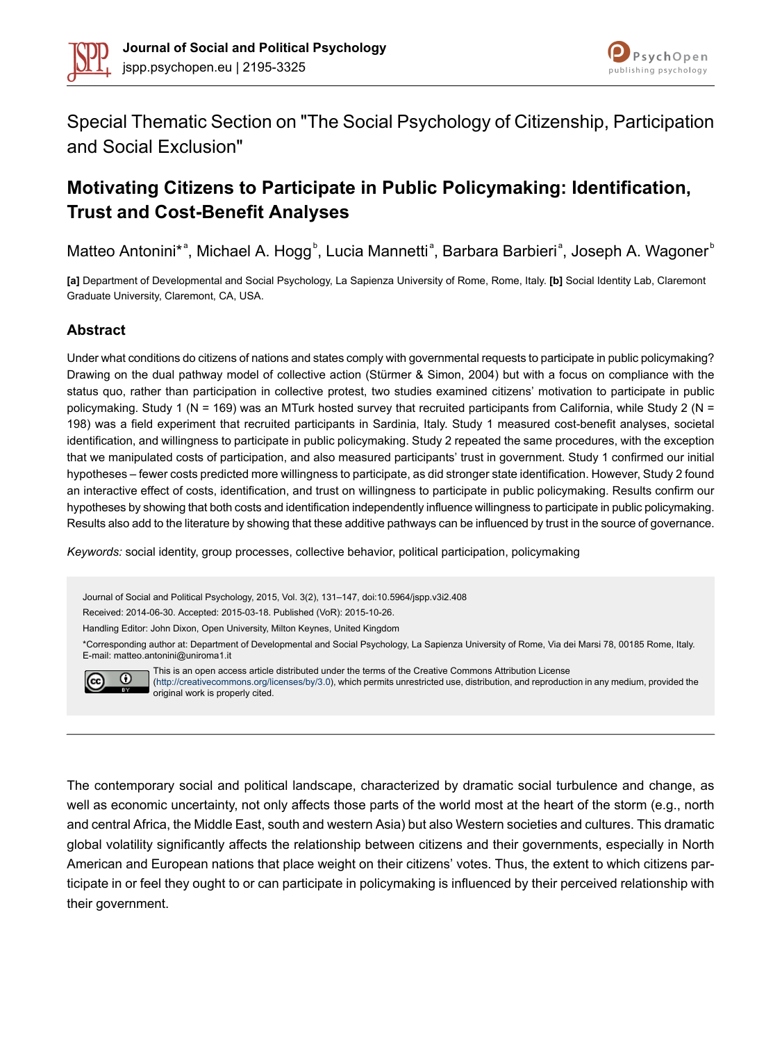Special Thematic Section on "The Social Psychology of Citizenship, Participation and Social Exclusion"

# Motivating Citizens to Participate in Public Policymaking: Identification, Trust and Cost-Benefit Analyses

Matteo Antonini*[a], Michael A. Hogg[b], Lucia Mannetti[a], Barbara Barbieri[a], Joseph A. Wagoner[b]

**[a]** Department of Developmental and Social Psychology, La Sapienza University of Rome, Rome, Italy. **[b]** Social Identity Lab, Claremont Graduate University, Claremont, CA, USA.

## Abstract

Under what conditions do citizens of nations and states comply with governmental requests to participate in public policymaking? Drawing on the dual pathway model of collective action (Stürmer & Simon, 2004) but with a focus on compliance with the status quo, rather than participation in collective protest, two studies examined citizens' motivation to participate in public policymaking. Study 1 (N = 169) was an MTurk hosted survey that recruited participants from California, while Study 2 (N = 198) was a field experiment that recruited participants in Sardinia, Italy. Study 1 measured cost-benefit analyses, societal identification, and willingness to participate in public policymaking. Study 2 repeated the same procedures, with the exception that we manipulated costs of participation, and also measured participants' trust in government. Study 1 confirmed our initial hypotheses – fewer costs predicted more willingness to participate, as did stronger state identification. However, Study 2 found an interactive effect of costs, identification, and trust on willingness to participate in public policymaking. Results confirm our hypotheses by showing that both costs and identification independently influence willingness to participate in public policymaking. Results also add to the literature by showing that these additive pathways can be influenced by trust in the source of governance.

*Keywords:* social identity, group processes, collective behavior, political participation, policymaking

Journal of Social and Political Psychology, 2015, Vol. 3(2), 131–147, doi:10.5964/jspp.v3i2.408

Received: 2014-06-30. Accepted: 2015-03-18. Published (VoR): 2015-10-26.

Handling Editor: John Dixon, Open University, Milton Keynes, United Kingdom

*Corresponding author at: Department of Developmental and Social Psychology, La Sapienza University of Rome, Via dei Marsi 78, 00185 Rome, Italy. E-mail: matteo.antonini@uniroma1.it

This is an open access article distributed under the terms of the Creative Commons Attribution License (http://creativecommons.org/licenses/by/3.0), which permits unrestricted use, distribution, and reproduction in any medium, provided the original work is properly cited.

---

The contemporary social and political landscape, characterized by dramatic social turbulence and change, as well as economic uncertainty, not only affects those parts of the world most at the heart of the storm (e.g., north and central Africa, the Middle East, south and western Asia) but also Western societies and cultures. This dramatic global volatility significantly affects the relationship between citizens and their governments, especially in North American and European nations that place weight on their citizens' votes. Thus, the extent to which citizens participate in or feel they ought to or can participate in policymaking is influenced by their perceived relationship with their government.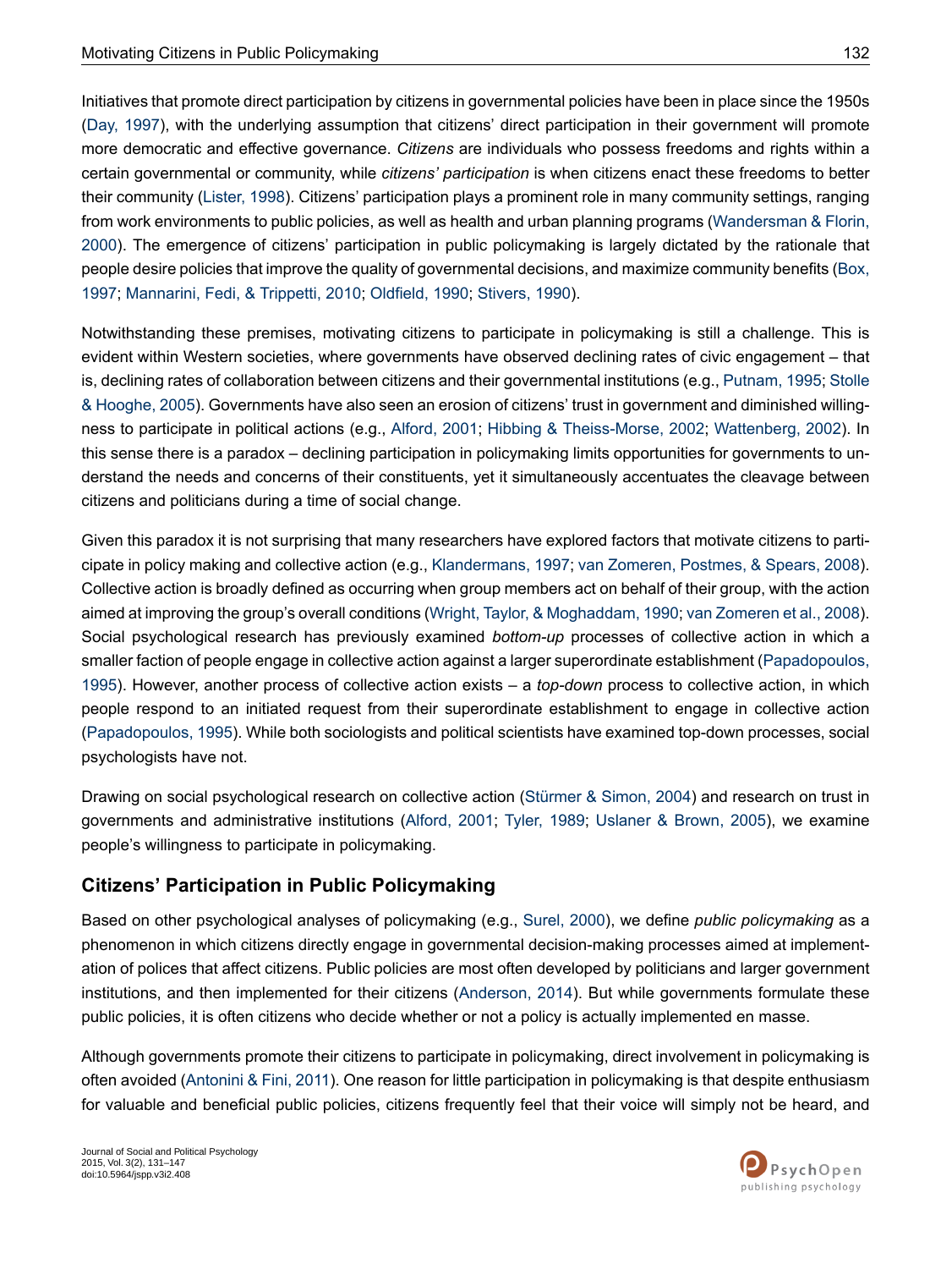Initiatives that promote direct participation by citizens in governmental policies have been in place since the 1950s (Day, 1997), with the underlying assumption that citizens' direct participation in their government will promote more democratic and effective governance. *Citizens* are individuals who possess freedoms and rights within a certain governmental or community, while *citizens' participation* is when citizens enact these freedoms to better their community (Lister, 1998). Citizens' participation plays a prominent role in many community settings, ranging from work environments to public policies, as well as health and urban planning programs (Wandersman & Florin, 2000). The emergence of citizens' participation in public policymaking is largely dictated by the rationale that people desire policies that improve the quality of governmental decisions, and maximize community benefits (Box, 1997; Mannarini, Fedi, & Trippetti, 2010; Oldfield, 1990; Stivers, 1990).

Notwithstanding these premises, motivating citizens to participate in policymaking is still a challenge. This is evident within Western societies, where governments have observed declining rates of civic engagement – that is, declining rates of collaboration between citizens and their governmental institutions (e.g., Putnam, 1995; Stolle & Hooghe, 2005). Governments have also seen an erosion of citizens' trust in government and diminished willingness to participate in political actions (e.g., Alford, 2001; Hibbing & Theiss-Morse, 2002; Wattenberg, 2002). In this sense there is a paradox – declining participation in policymaking limits opportunities for governments to understand the needs and concerns of their constituents, yet it simultaneously accentuates the cleavage between citizens and politicians during a time of social change.

Given this paradox it is not surprising that many researchers have explored factors that motivate citizens to participate in policy making and collective action (e.g., Klandermans, 1997; van Zomeren, Postmes, & Spears, 2008). Collective action is broadly defined as occurring when group members act on behalf of their group, with the action aimed at improving the group's overall conditions (Wright, Taylor, & Moghaddam, 1990; van Zomeren et al., 2008). Social psychological research has previously examined *bottom-up* processes of collective action in which a smaller faction of people engage in collective action against a larger superordinate establishment (Papadopoulos, 1995). However, another process of collective action exists – a *top-down* process to collective action, in which people respond to an initiated request from their superordinate establishment to engage in collective action (Papadopoulos, 1995). While both sociologists and political scientists have examined top-down processes, social psychologists have not.

Drawing on social psychological research on collective action (Stürmer & Simon, 2004) and research on trust in governments and administrative institutions (Alford, 2001; Tyler, 1989; Uslaner & Brown, 2005), we examine people's willingness to participate in policymaking.

## Citizens' Participation in Public Policymaking

Based on other psychological analyses of policymaking (e.g., Surel, 2000), we define *public policymaking* as a phenomenon in which citizens directly engage in governmental decision-making processes aimed at implementation of polices that affect citizens. Public policies are most often developed by politicians and larger government institutions, and then implemented for their citizens (Anderson, 2014). But while governments formulate these public policies, it is often citizens who decide whether or not a policy is actually implemented en masse.

Although governments promote their citizens to participate in policymaking, direct involvement in policymaking is often avoided (Antonini & Fini, 2011). One reason for little participation in policymaking is that despite enthusiasm for valuable and beneficial public policies, citizens frequently feel that their voice will simply not be heard, and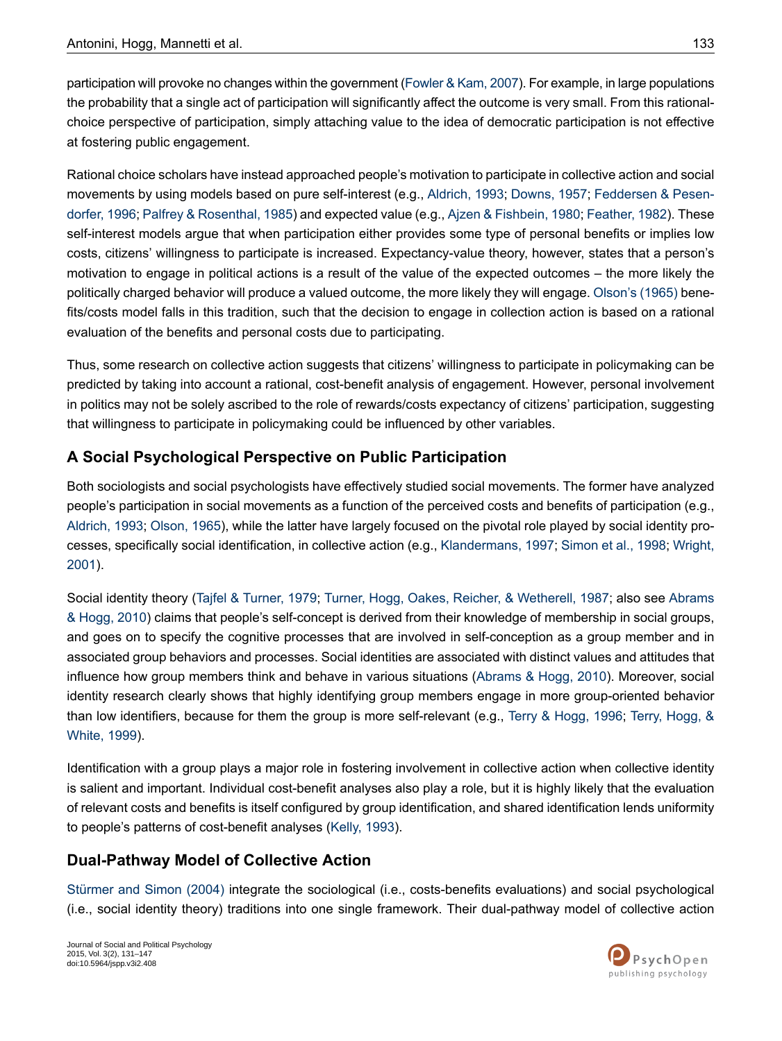participation will provoke no changes within the government (Fowler & Kam, 2007). For example, in large populations the probability that a single act of participation will significantly affect the outcome is very small. From this rational-choice perspective of participation, simply attaching value to the idea of democratic participation is not effective at fostering public engagement.

Rational choice scholars have instead approached people's motivation to participate in collective action and social movements by using models based on pure self-interest (e.g., Aldrich, 1993; Downs, 1957; Feddersen & Pesendorfer, 1996; Palfrey & Rosenthal, 1985) and expected value (e.g., Ajzen & Fishbein, 1980; Feather, 1982). These self-interest models argue that when participation either provides some type of personal benefits or implies low costs, citizens' willingness to participate is increased. Expectancy-value theory, however, states that a person's motivation to engage in political actions is a result of the value of the expected outcomes – the more likely the politically charged behavior will produce a valued outcome, the more likely they will engage. Olson's (1965) benefits/costs model falls in this tradition, such that the decision to engage in collection action is based on a rational evaluation of the benefits and personal costs due to participating.

Thus, some research on collective action suggests that citizens' willingness to participate in policymaking can be predicted by taking into account a rational, cost-benefit analysis of engagement. However, personal involvement in politics may not be solely ascribed to the role of rewards/costs expectancy of citizens' participation, suggesting that willingness to participate in policymaking could be influenced by other variables.

## A Social Psychological Perspective on Public Participation

Both sociologists and social psychologists have effectively studied social movements. The former have analyzed people's participation in social movements as a function of the perceived costs and benefits of participation (e.g., Aldrich, 1993; Olson, 1965), while the latter have largely focused on the pivotal role played by social identity processes, specifically social identification, in collective action (e.g., Klandermans, 1997; Simon et al., 1998; Wright, 2001).

Social identity theory (Tajfel & Turner, 1979; Turner, Hogg, Oakes, Reicher, & Wetherell, 1987; also see Abrams & Hogg, 2010) claims that people's self-concept is derived from their knowledge of membership in social groups, and goes on to specify the cognitive processes that are involved in self-conception as a group member and in associated group behaviors and processes. Social identities are associated with distinct values and attitudes that influence how group members think and behave in various situations (Abrams & Hogg, 2010). Moreover, social identity research clearly shows that highly identifying group members engage in more group-oriented behavior than low identifiers, because for them the group is more self-relevant (e.g., Terry & Hogg, 1996; Terry, Hogg, & White, 1999).

Identification with a group plays a major role in fostering involvement in collective action when collective identity is salient and important. Individual cost-benefit analyses also play a role, but it is highly likely that the evaluation of relevant costs and benefits is itself configured by group identification, and shared identification lends uniformity to people's patterns of cost-benefit analyses (Kelly, 1993).

## Dual-Pathway Model of Collective Action

Stürmer and Simon (2004) integrate the sociological (i.e., costs-benefits evaluations) and social psychological (i.e., social identity theory) traditions into one single framework. Their dual-pathway model of collective action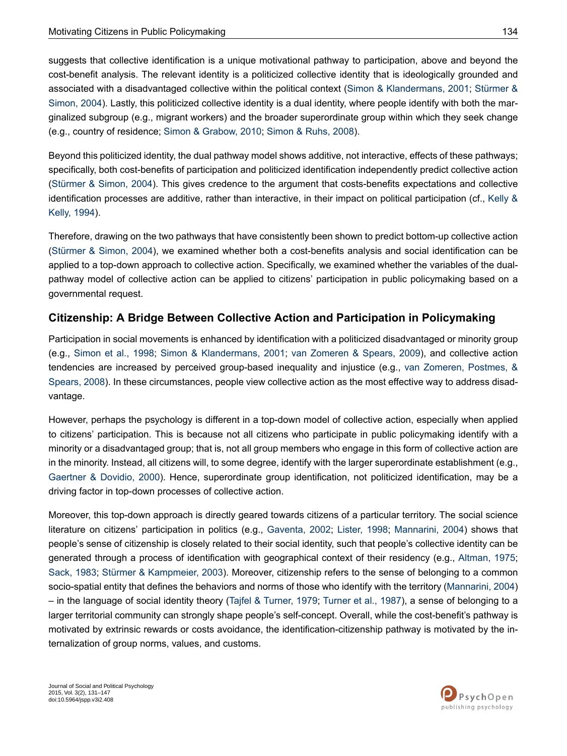suggests that collective identification is a unique motivational pathway to participation, above and beyond the cost-benefit analysis. The relevant identity is a politicized collective identity that is ideologically grounded and associated with a disadvantaged collective within the political context (Simon & Klandermans, 2001; Stürmer & Simon, 2004). Lastly, this politicized collective identity is a dual identity, where people identify with both the marginalized subgroup (e.g., migrant workers) and the broader superordinate group within which they seek change (e.g., country of residence; Simon & Grabow, 2010; Simon & Ruhs, 2008).

Beyond this politicized identity, the dual pathway model shows additive, not interactive, effects of these pathways; specifically, both cost-benefits of participation and politicized identification independently predict collective action (Stürmer & Simon, 2004). This gives credence to the argument that costs-benefits expectations and collective identification processes are additive, rather than interactive, in their impact on political participation (cf., Kelly & Kelly, 1994).

Therefore, drawing on the two pathways that have consistently been shown to predict bottom-up collective action (Stürmer & Simon, 2004), we examined whether both a cost-benefits analysis and social identification can be applied to a top-down approach to collective action. Specifically, we examined whether the variables of the dual-pathway model of collective action can be applied to citizens' participation in public policymaking based on a governmental request.

## Citizenship: A Bridge Between Collective Action and Participation in Policymaking

Participation in social movements is enhanced by identification with a politicized disadvantaged or minority group (e.g., Simon et al., 1998; Simon & Klandermans, 2001; van Zomeren & Spears, 2009), and collective action tendencies are increased by perceived group-based inequality and injustice (e.g., van Zomeren, Postmes, & Spears, 2008). In these circumstances, people view collective action as the most effective way to address disadvantage.

However, perhaps the psychology is different in a top-down model of collective action, especially when applied to citizens' participation. This is because not all citizens who participate in public policymaking identify with a minority or a disadvantaged group; that is, not all group members who engage in this form of collective action are in the minority. Instead, all citizens will, to some degree, identify with the larger superordinate establishment (e.g., Gaertner & Dovidio, 2000). Hence, superordinate group identification, not politicized identification, may be a driving factor in top-down processes of collective action.

Moreover, this top-down approach is directly geared towards citizens of a particular territory. The social science literature on citizens' participation in politics (e.g., Gaventa, 2002; Lister, 1998; Mannarini, 2004) shows that people's sense of citizenship is closely related to their social identity, such that people's collective identity can be generated through a process of identification with geographical context of their residency (e.g., Altman, 1975; Sack, 1983; Stürmer & Kampmeier, 2003). Moreover, citizenship refers to the sense of belonging to a common socio-spatial entity that defines the behaviors and norms of those who identify with the territory (Mannarini, 2004) – in the language of social identity theory (Tajfel & Turner, 1979; Turner et al., 1987), a sense of belonging to a larger territorial community can strongly shape people's self-concept. Overall, while the cost-benefit's pathway is motivated by extrinsic rewards or costs avoidance, the identification-citizenship pathway is motivated by the internalization of group norms, values, and customs.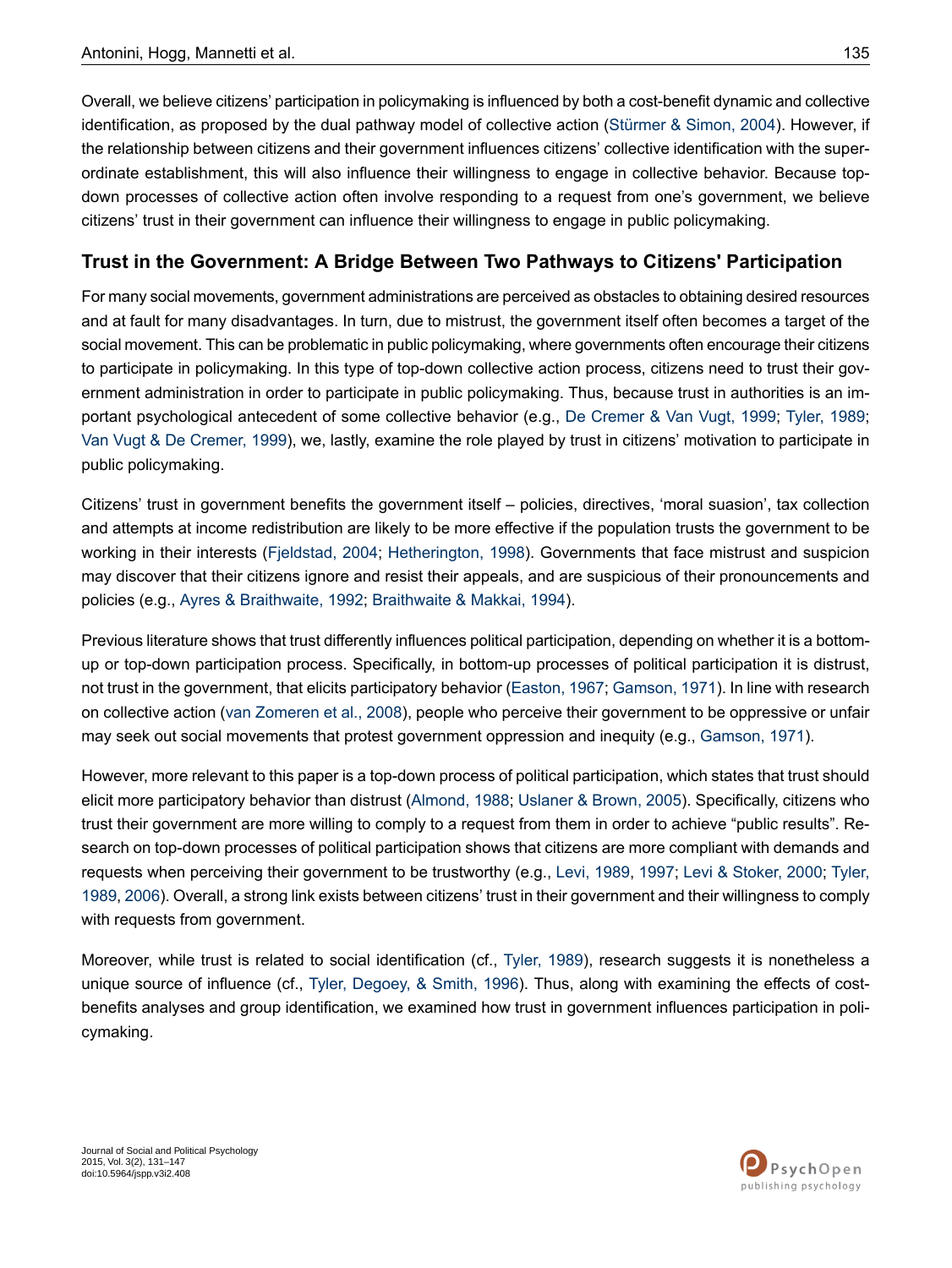Overall, we believe citizens' participation in policymaking is influenced by both a cost-benefit dynamic and collective identification, as proposed by the dual pathway model of collective action (Stürmer & Simon, 2004). However, if the relationship between citizens and their government influences citizens' collective identification with the superordinate establishment, this will also influence their willingness to engage in collective behavior. Because top-down processes of collective action often involve responding to a request from one's government, we believe citizens' trust in their government can influence their willingness to engage in public policymaking.

## Trust in the Government: A Bridge Between Two Pathways to Citizens' Participation

For many social movements, government administrations are perceived as obstacles to obtaining desired resources and at fault for many disadvantages. In turn, due to mistrust, the government itself often becomes a target of the social movement. This can be problematic in public policymaking, where governments often encourage their citizens to participate in policymaking. In this type of top-down collective action process, citizens need to trust their government administration in order to participate in public policymaking. Thus, because trust in authorities is an important psychological antecedent of some collective behavior (e.g., De Cremer & Van Vugt, 1999; Tyler, 1989; Van Vugt & De Cremer, 1999), we, lastly, examine the role played by trust in citizens' motivation to participate in public policymaking.

Citizens' trust in government benefits the government itself – policies, directives, 'moral suasion', tax collection and attempts at income redistribution are likely to be more effective if the population trusts the government to be working in their interests (Fjeldstad, 2004; Hetherington, 1998). Governments that face mistrust and suspicion may discover that their citizens ignore and resist their appeals, and are suspicious of their pronouncements and policies (e.g., Ayres & Braithwaite, 1992; Braithwaite & Makkai, 1994).

Previous literature shows that trust differently influences political participation, depending on whether it is a bottom-up or top-down participation process. Specifically, in bottom-up processes of political participation it is distrust, not trust in the government, that elicits participatory behavior (Easton, 1967; Gamson, 1971). In line with research on collective action (van Zomeren et al., 2008), people who perceive their government to be oppressive or unfair may seek out social movements that protest government oppression and inequity (e.g., Gamson, 1971).

However, more relevant to this paper is a top-down process of political participation, which states that trust should elicit more participatory behavior than distrust (Almond, 1988; Uslaner & Brown, 2005). Specifically, citizens who trust their government are more willing to comply to a request from them in order to achieve "public results". Research on top-down processes of political participation shows that citizens are more compliant with demands and requests when perceiving their government to be trustworthy (e.g., Levi, 1989, 1997; Levi & Stoker, 2000; Tyler, 1989, 2006). Overall, a strong link exists between citizens' trust in their government and their willingness to comply with requests from government.

Moreover, while trust is related to social identification (cf., Tyler, 1989), research suggests it is nonetheless a unique source of influence (cf., Tyler, Degoey, & Smith, 1996). Thus, along with examining the effects of cost-benefits analyses and group identification, we examined how trust in government influences participation in policymaking.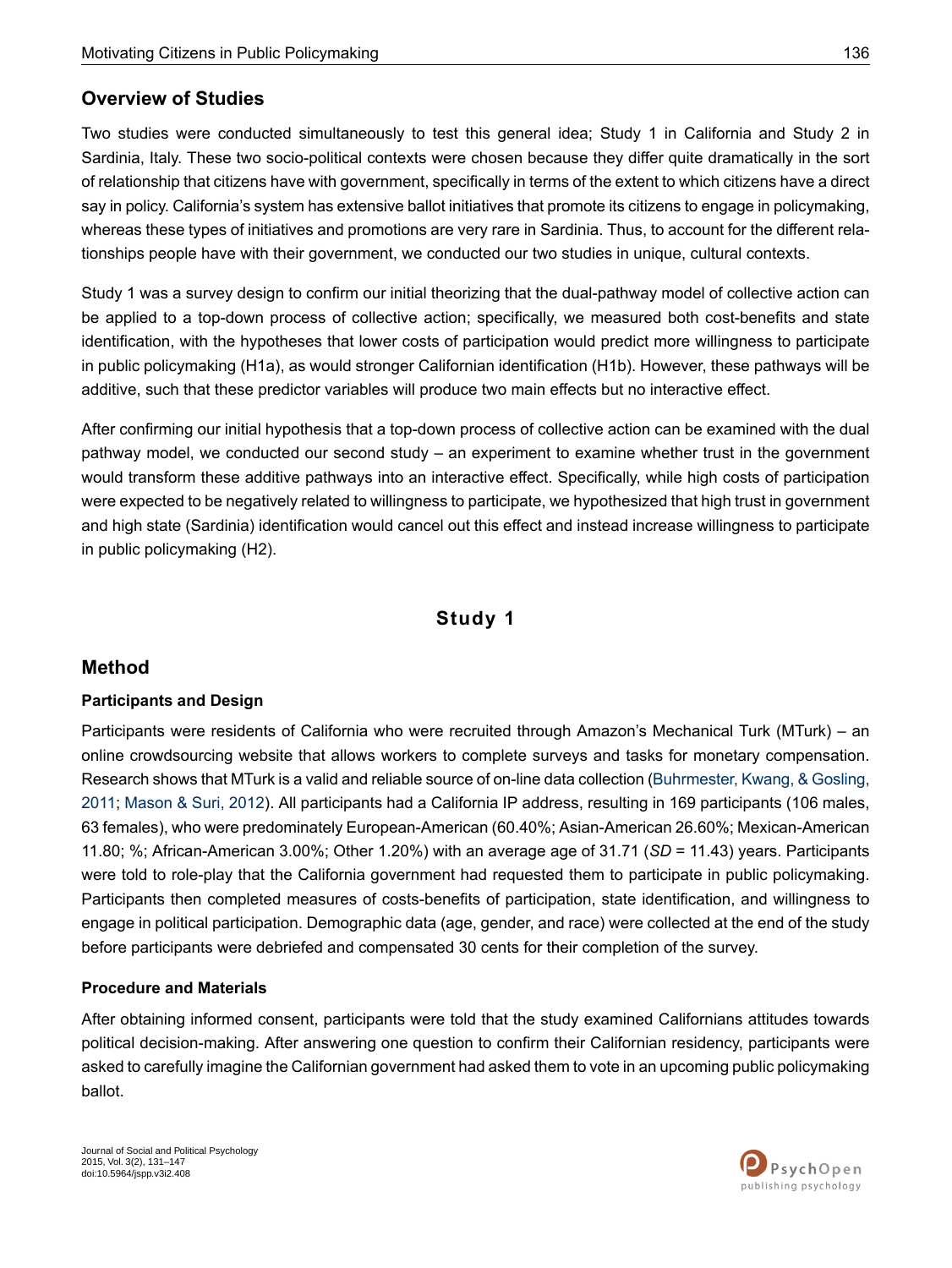## Overview of Studies

Two studies were conducted simultaneously to test this general idea; Study 1 in California and Study 2 in Sardinia, Italy. These two socio-political contexts were chosen because they differ quite dramatically in the sort of relationship that citizens have with government, specifically in terms of the extent to which citizens have a direct say in policy. California's system has extensive ballot initiatives that promote its citizens to engage in policymaking, whereas these types of initiatives and promotions are very rare in Sardinia. Thus, to account for the different relationships people have with their government, we conducted our two studies in unique, cultural contexts.

Study 1 was a survey design to confirm our initial theorizing that the dual-pathway model of collective action can be applied to a top-down process of collective action; specifically, we measured both cost-benefits and state identification, with the hypotheses that lower costs of participation would predict more willingness to participate in public policymaking (H1a), as would stronger Californian identification (H1b). However, these pathways will be additive, such that these predictor variables will produce two main effects but no interactive effect.

After confirming our initial hypothesis that a top-down process of collective action can be examined with the dual pathway model, we conducted our second study – an experiment to examine whether trust in the government would transform these additive pathways into an interactive effect. Specifically, while high costs of participation were expected to be negatively related to willingness to participate, we hypothesized that high trust in government and high state (Sardinia) identification would cancel out this effect and instead increase willingness to participate in public policymaking (H2).

# Study 1

## Method

### Participants and Design

Participants were residents of California who were recruited through Amazon's Mechanical Turk (MTurk) – an online crowdsourcing website that allows workers to complete surveys and tasks for monetary compensation. Research shows that MTurk is a valid and reliable source of on-line data collection (Buhrmester, Kwang, & Gosling, 2011; Mason & Suri, 2012). All participants had a California IP address, resulting in 169 participants (106 males, 63 females), who were predominately European-American (60.40%; Asian-American 26.60%; Mexican-American 11.80; %; African-American 3.00%; Other 1.20%) with an average age of 31.71 (*SD* = 11.43) years. Participants were told to role-play that the California government had requested them to participate in public policymaking. Participants then completed measures of costs-benefits of participation, state identification, and willingness to engage in political participation. Demographic data (age, gender, and race) were collected at the end of the study before participants were debriefed and compensated 30 cents for their completion of the survey.

### Procedure and Materials

After obtaining informed consent, participants were told that the study examined Californians attitudes towards political decision-making. After answering one question to confirm their Californian residency, participants were asked to carefully imagine the Californian government had asked them to vote in an upcoming public policymaking ballot.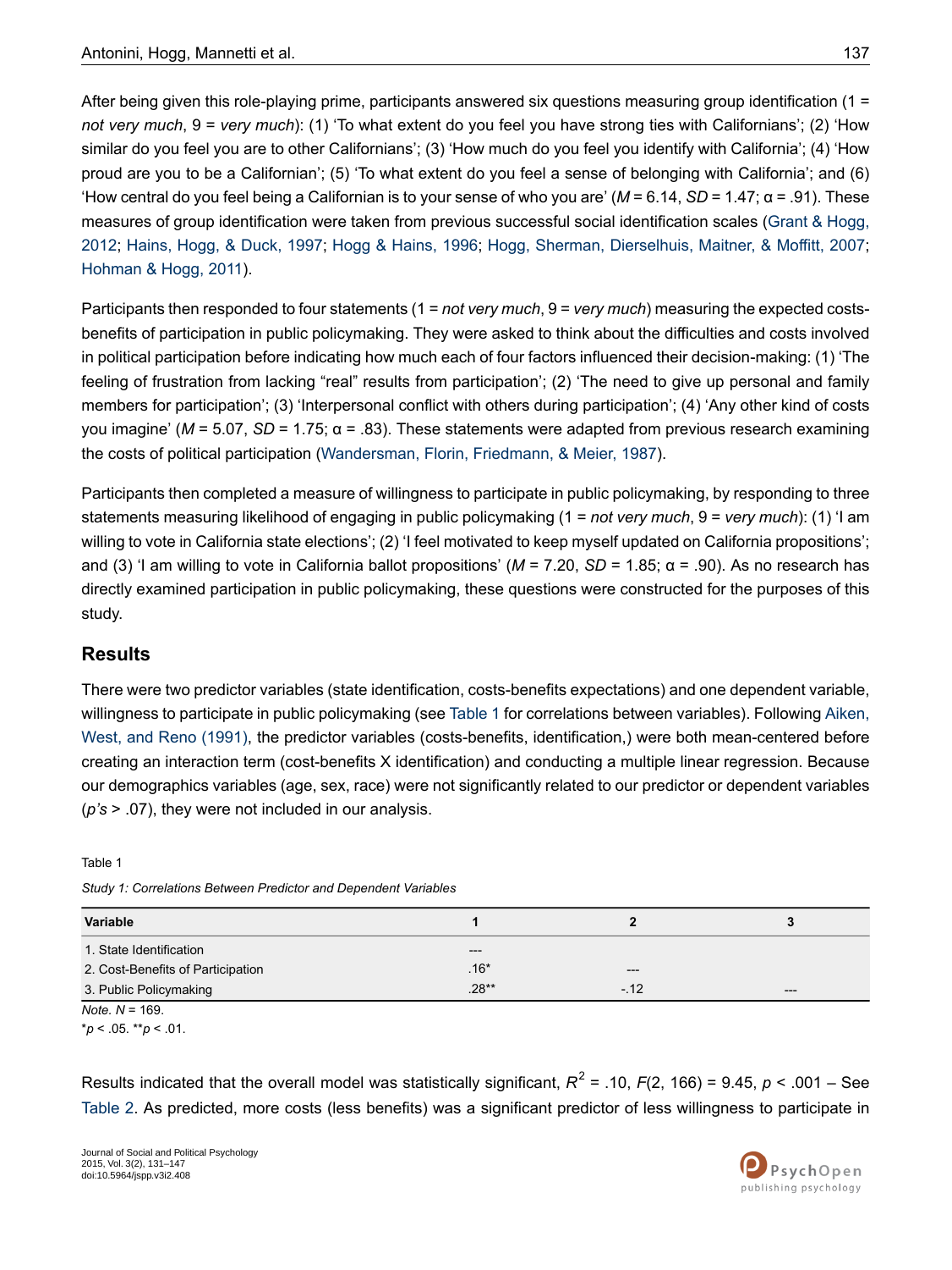After being given this role-playing prime, participants answered six questions measuring group identification (1 = *not very much*, 9 = *very much*): (1) 'To what extent do you feel you have strong ties with Californians'; (2) 'How similar do you feel you are to other Californians'; (3) 'How much do you feel you identify with California'; (4) 'How proud are you to be a Californian'; (5) 'To what extent do you feel a sense of belonging with California'; and (6) 'How central do you feel being a Californian is to your sense of who you are' ($M$ = 6.14, $SD$ = 1.47; α = .91). These measures of group identification were taken from previous successful social identification scales (Grant & Hogg, 2012; Hains, Hogg, & Duck, 1997; Hogg & Hains, 1996; Hogg, Sherman, Dierselhuis, Maitner, & Moffitt, 2007; Hohman & Hogg, 2011).

Participants then responded to four statements (1 = *not very much*, 9 = *very much*) measuring the expected costs-benefits of participation in public policymaking. They were asked to think about the difficulties and costs involved in political participation before indicating how much each of four factors influenced their decision-making: (1) 'The feeling of frustration from lacking "real" results from participation'; (2) 'The need to give up personal and family members for participation'; (3) 'Interpersonal conflict with others during participation'; (4) 'Any other kind of costs you imagine' ($M$ = 5.07, $SD$ = 1.75; α = .83). These statements were adapted from previous research examining the costs of political participation (Wandersman, Florin, Friedmann, & Meier, 1987).

Participants then completed a measure of willingness to participate in public policymaking, by responding to three statements measuring likelihood of engaging in public policymaking (1 = *not very much*, 9 = *very much*): (1) 'I am willing to vote in California state elections'; (2) 'I feel motivated to keep myself updated on California propositions'; and (3) 'I am willing to vote in California ballot propositions' ($M$ = 7.20, $SD$ = 1.85; α = .90). As no research has directly examined participation in public policymaking, these questions were constructed for the purposes of this study.

## Results

There were two predictor variables (state identification, costs-benefits expectations) and one dependent variable, willingness to participate in public policymaking (see Table 1 for correlations between variables). Following Aiken, West, and Reno (1991), the predictor variables (costs-benefits, identification,) were both mean-centered before creating an interaction term (cost-benefits X identification) and conducting a multiple linear regression. Because our demographics variables (age, sex, race) were not significantly related to our predictor or dependent variables (*p's* > .07), they were not included in our analysis.

Table 1

*Study 1: Correlations Between Predictor and Dependent Variables*

| Variable | 1 | 2 | 3 |
|---|---|---|---|
| 1. State Identification | --- | | |
| 2. Cost-Benefits of Participation | .16* | --- | |
| 3. Public Policymaking | .28** | -.12 | --- |

*Note.* $N$ = 169.

*$p < .05$. **$p < .01$.

Results indicated that the overall model was statistically significant, $R^2 = .10$, $F(2, 166) = 9.45$, $p < .001$ – See Table 2. As predicted, more costs (less benefits) was a significant predictor of less willingness to participate in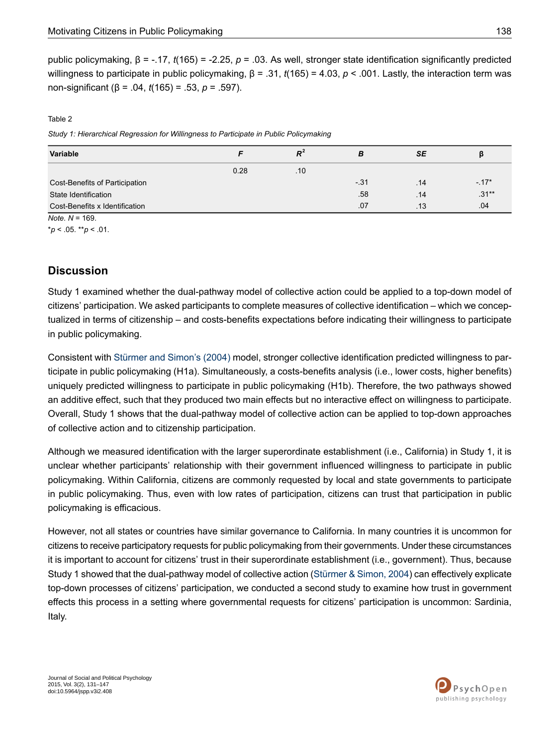public policymaking, β = -.17, $t(165) = -2.25$, $p = .03$. As well, stronger state identification significantly predicted willingness to participate in public policymaking, β = .31, $t(165) = 4.03$, $p < .001$. Lastly, the interaction term was non-significant (β = .04, $t(165) = .53$, $p = .597$).

Table 2

*Study 1: Hierarchical Regression for Willingness to Participate in Public Policymaking*

| Variable | $F$ | $R^2$ | $B$ | $SE$ | β |
|---|---|---|---|---|---|
| | 0.28 | .10 | | | |
| Cost-Benefits of Participation | | | -.31 | .14 | -.17* |
| State Identification | | | .58 | .14 | .31** |
| Cost-Benefits x Identification | | | .07 | .13 | .04 |

*Note.* $N = 169$.

*$p < .05$. **$p < .01$.

## Discussion

Study 1 examined whether the dual-pathway model of collective action could be applied to a top-down model of citizens' participation. We asked participants to complete measures of collective identification – which we conceptualized in terms of citizenship – and costs-benefits expectations before indicating their willingness to participate in public policymaking.

Consistent with Stürmer and Simon's (2004) model, stronger collective identification predicted willingness to participate in public policymaking (H1a). Simultaneously, a costs-benefits analysis (i.e., lower costs, higher benefits) uniquely predicted willingness to participate in public policymaking (H1b). Therefore, the two pathways showed an additive effect, such that they produced two main effects but no interactive effect on willingness to participate. Overall, Study 1 shows that the dual-pathway model of collective action can be applied to top-down approaches of collective action and to citizenship participation.

Although we measured identification with the larger superordinate establishment (i.e., California) in Study 1, it is unclear whether participants' relationship with their government influenced willingness to participate in public policymaking. Within California, citizens are commonly requested by local and state governments to participate in public policymaking. Thus, even with low rates of participation, citizens can trust that participation in public policymaking is efficacious.

However, not all states or countries have similar governance to California. In many countries it is uncommon for citizens to receive participatory requests for public policymaking from their governments. Under these circumstances it is important to account for citizens' trust in their superordinate establishment (i.e., government). Thus, because Study 1 showed that the dual-pathway model of collective action (Stürmer & Simon, 2004) can effectively explicate top-down processes of citizens' participation, we conducted a second study to examine how trust in government effects this process in a setting where governmental requests for citizens' participation is uncommon: Sardinia, Italy.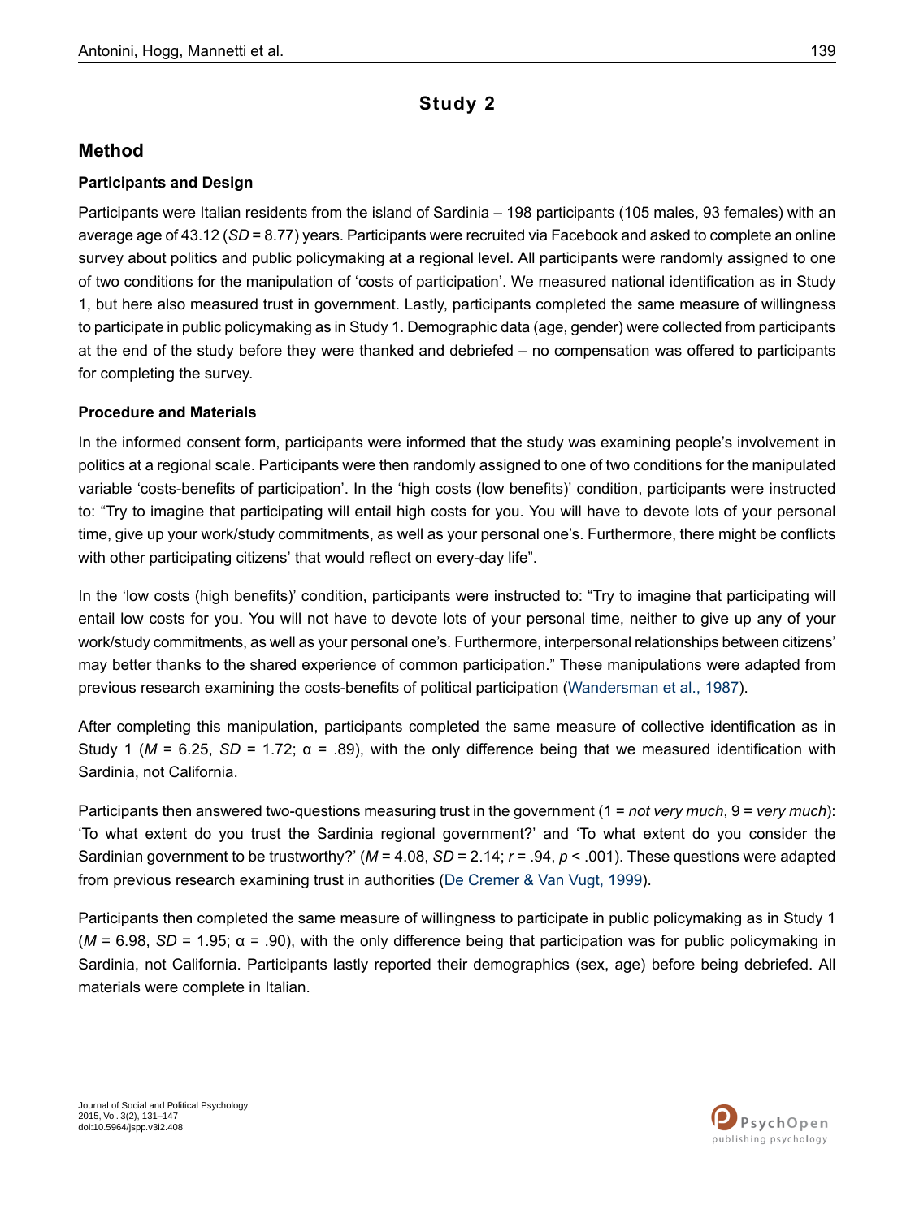# Study 2

## Method

### Participants and Design

Participants were Italian residents from the island of Sardinia – 198 participants (105 males, 93 females) with an average age of 43.12 (*SD* = 8.77) years. Participants were recruited via Facebook and asked to complete an online survey about politics and public policymaking at a regional level. All participants were randomly assigned to one of two conditions for the manipulation of 'costs of participation'. We measured national identification as in Study 1, but here also measured trust in government. Lastly, participants completed the same measure of willingness to participate in public policymaking as in Study 1. Demographic data (age, gender) were collected from participants at the end of the study before they were thanked and debriefed – no compensation was offered to participants for completing the survey.

### Procedure and Materials

In the informed consent form, participants were informed that the study was examining people's involvement in politics at a regional scale. Participants were then randomly assigned to one of two conditions for the manipulated variable 'costs-benefits of participation'. In the 'high costs (low benefits)' condition, participants were instructed to: "Try to imagine that participating will entail high costs for you. You will have to devote lots of your personal time, give up your work/study commitments, as well as your personal one's. Furthermore, there might be conflicts with other participating citizens' that would reflect on every-day life".

In the 'low costs (high benefits)' condition, participants were instructed to: "Try to imagine that participating will entail low costs for you. You will not have to devote lots of your personal time, neither to give up any of your work/study commitments, as well as your personal one's. Furthermore, interpersonal relationships between citizens' may better thanks to the shared experience of common participation." These manipulations were adapted from previous research examining the costs-benefits of political participation (Wandersman et al., 1987).

After completing this manipulation, participants completed the same measure of collective identification as in Study 1 ($M$ = 6.25, $SD$ = 1.72; $\alpha$ = .89), with the only difference being that we measured identification with Sardinia, not California.

Participants then answered two-questions measuring trust in the government (1 = *not very much*, 9 = *very much*): 'To what extent do you trust the Sardinia regional government?' and 'To what extent do you consider the Sardinian government to be trustworthy?' ($M$ = 4.08, $SD$ = 2.14; $r$ = .94, $p$ < .001). These questions were adapted from previous research examining trust in authorities (De Cremer & Van Vugt, 1999).

Participants then completed the same measure of willingness to participate in public policymaking as in Study 1 ($M$ = 6.98, $SD$ = 1.95; $\alpha$ = .90), with the only difference being that participation was for public policymaking in Sardinia, not California. Participants lastly reported their demographics (sex, age) before being debriefed. All materials were complete in Italian.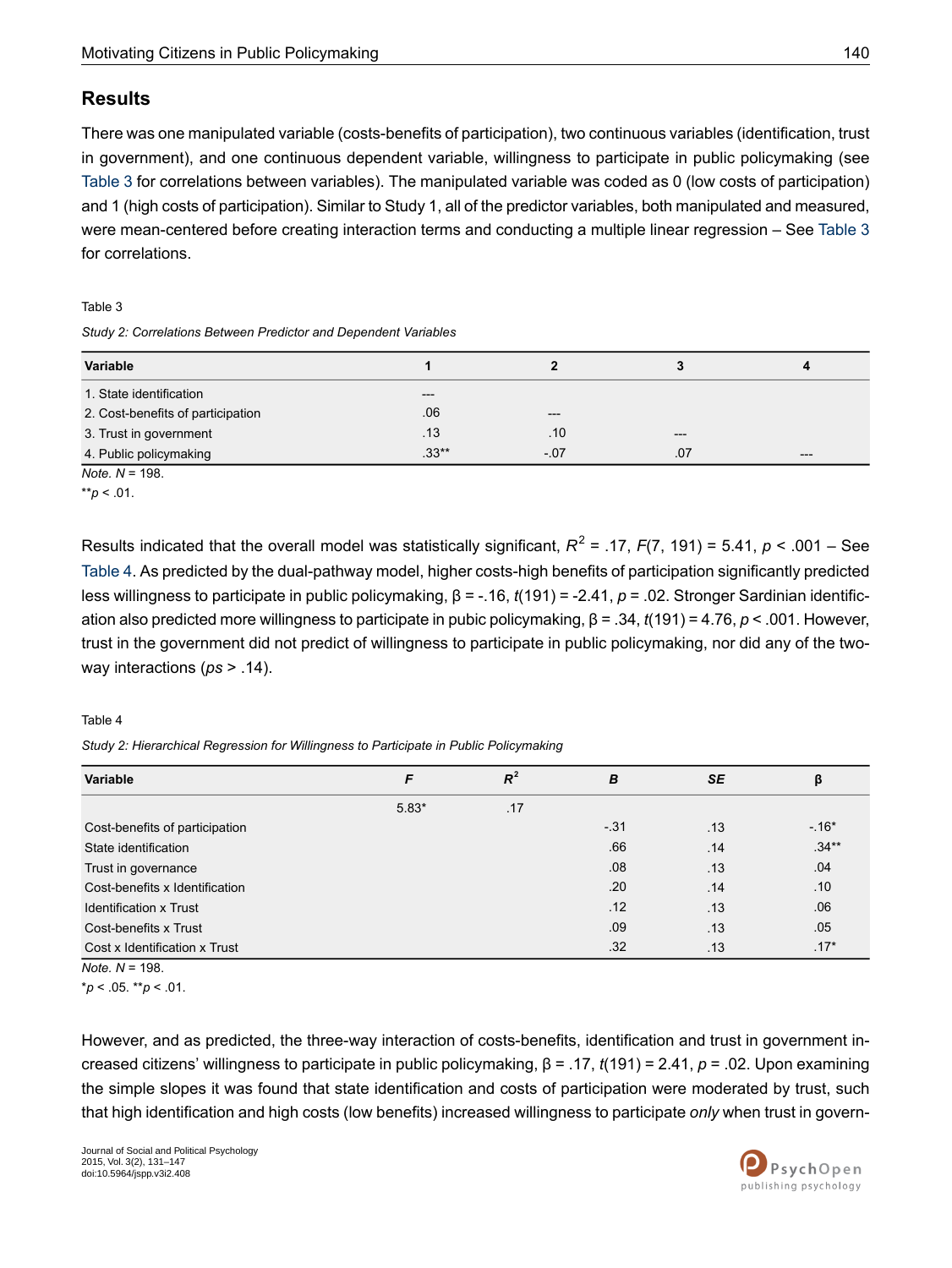## Results

There was one manipulated variable (costs-benefits of participation), two continuous variables (identification, trust in government), and one continuous dependent variable, willingness to participate in public policymaking (see Table 3 for correlations between variables). The manipulated variable was coded as 0 (low costs of participation) and 1 (high costs of participation). Similar to Study 1, all of the predictor variables, both manipulated and measured, were mean-centered before creating interaction terms and conducting a multiple linear regression – See Table 3 for correlations.

Table 3

*Study 2: Correlations Between Predictor and Dependent Variables*

| Variable | 1 | 2 | 3 | 4 |
|---|---|---|---|---|
| 1. State identification | --- | | | |
| 2. Cost-benefits of participation | .06 | --- | | |
| 3. Trust in government | .13 | .10 | --- | |
| 4. Public policymaking | .33** | -.07 | .07 | --- |

*Note.* $N$ = 198.

**$p$ < .01.

Results indicated that the overall model was statistically significant, $R^2$ = .17, $F$(7, 191) = 5.41, $p$ < .001 – See Table 4. As predicted by the dual-pathway model, higher costs-high benefits of participation significantly predicted less willingness to participate in public policymaking, β = -.16, $t$(191) = -2.41, $p$ = .02. Stronger Sardinian identification also predicted more willingness to participate in pubic policymaking, β = .34, $t$(191) = 4.76, $p$ < .001. However, trust in the government did not predict of willingness to participate in public policymaking, nor did any of the two-way interactions ($ps$ > .14).

Table 4

*Study 2: Hierarchical Regression for Willingness to Participate in Public Policymaking*

| Variable | $F$ | $R^2$ | $B$ | $SE$ | β |
|---|---|---|---|---|---|
| | 5.83* | .17 | | | |
| Cost-benefits of participation | | | -.31 | .13 | -.16* |
| State identification | | | .66 | .14 | .34** |
| Trust in governance | | | .08 | .13 | .04 |
| Cost-benefits x Identification | | | .20 | .14 | .10 |
| Identification x Trust | | | .12 | .13 | .06 |
| Cost-benefits x Trust | | | .09 | .13 | .05 |
| Cost x Identification x Trust | | | .32 | .13 | .17* |

*Note.* $N$ = 198.

*$p$ < .05. **$p$ < .01.

However, and as predicted, the three-way interaction of costs-benefits, identification and trust in government increased citizens' willingness to participate in public policymaking, β = .17, $t$(191) = 2.41, $p$ = .02. Upon examining the simple slopes it was found that state identification and costs of participation were moderated by trust, such that high identification and high costs (low benefits) increased willingness to participate *only* when trust in govern-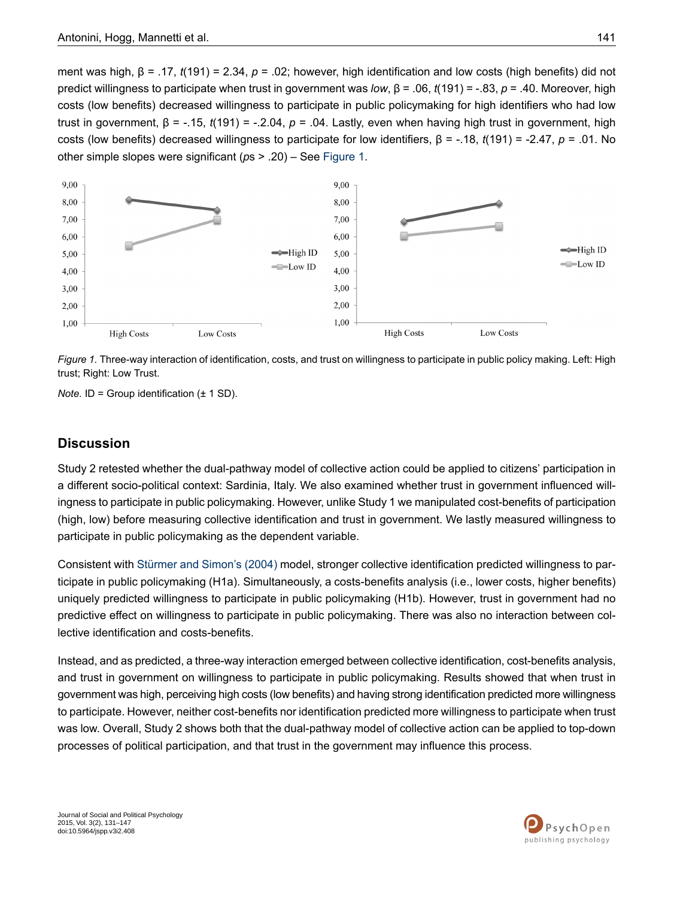ment was high, β = .17, $t(191) = 2.34$, $p = .02$; however, high identification and low costs (high benefits) did not predict willingness to participate when trust in government was *low*, β = .06, $t(191) = -.83$, $p = .40$. Moreover, high costs (low benefits) decreased willingness to participate in public policymaking for high identifiers who had low trust in government, β = -.15, $t(191) = -.2.04$, $p = .04$. Lastly, even when having high trust in government, high costs (low benefits) decreased willingness to participate for low identifiers, β = -.18, $t(191) = -2.47$, $p = .01$. No other simple slopes were significant (*p*s > .20) – See Figure 1.

*Figure 1.* Three-way interaction of identification, costs, and trust on willingness to participate in public policy making. Left: High trust; Right: Low Trust.

*Note.* ID = Group identification (± 1 SD).

## Discussion

Study 2 retested whether the dual-pathway model of collective action could be applied to citizens' participation in a different socio-political context: Sardinia, Italy. We also examined whether trust in government influenced willingness to participate in public policymaking. However, unlike Study 1 we manipulated cost-benefits of participation (high, low) before measuring collective identification and trust in government. We lastly measured willingness to participate in public policymaking as the dependent variable.

Consistent with Stürmer and Simon's (2004) model, stronger collective identification predicted willingness to participate in public policymaking (H1a). Simultaneously, a costs-benefits analysis (i.e., lower costs, higher benefits) uniquely predicted willingness to participate in public policymaking (H1b). However, trust in government had no predictive effect on willingness to participate in public policymaking. There was also no interaction between collective identification and costs-benefits.

Instead, and as predicted, a three-way interaction emerged between collective identification, cost-benefits analysis, and trust in government on willingness to participate in public policymaking. Results showed that when trust in government was high, perceiving high costs (low benefits) and having strong identification predicted more willingness to participate. However, neither cost-benefits nor identification predicted more willingness to participate when trust was low. Overall, Study 2 shows both that the dual-pathway model of collective action can be applied to top-down processes of political participation, and that trust in the government may influence this process.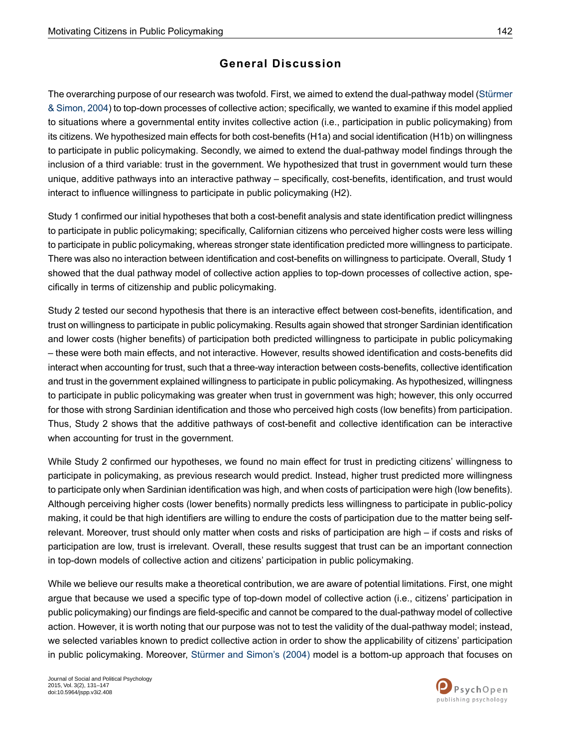## General Discussion

The overarching purpose of our research was twofold. First, we aimed to extend the dual-pathway model (Stürmer & Simon, 2004) to top-down processes of collective action; specifically, we wanted to examine if this model applied to situations where a governmental entity invites collective action (i.e., participation in public policymaking) from its citizens. We hypothesized main effects for both cost-benefits (H1a) and social identification (H1b) on willingness to participate in public policymaking. Secondly, we aimed to extend the dual-pathway model findings through the inclusion of a third variable: trust in the government. We hypothesized that trust in government would turn these unique, additive pathways into an interactive pathway – specifically, cost-benefits, identification, and trust would interact to influence willingness to participate in public policymaking (H2).

Study 1 confirmed our initial hypotheses that both a cost-benefit analysis and state identification predict willingness to participate in public policymaking; specifically, Californian citizens who perceived higher costs were less willing to participate in public policymaking, whereas stronger state identification predicted more willingness to participate. There was also no interaction between identification and cost-benefits on willingness to participate. Overall, Study 1 showed that the dual pathway model of collective action applies to top-down processes of collective action, specifically in terms of citizenship and public policymaking.

Study 2 tested our second hypothesis that there is an interactive effect between cost-benefits, identification, and trust on willingness to participate in public policymaking. Results again showed that stronger Sardinian identification and lower costs (higher benefits) of participation both predicted willingness to participate in public policymaking – these were both main effects, and not interactive. However, results showed identification and costs-benefits did interact when accounting for trust, such that a three-way interaction between costs-benefits, collective identification and trust in the government explained willingness to participate in public policymaking. As hypothesized, willingness to participate in public policymaking was greater when trust in government was high; however, this only occurred for those with strong Sardinian identification and those who perceived high costs (low benefits) from participation. Thus, Study 2 shows that the additive pathways of cost-benefit and collective identification can be interactive when accounting for trust in the government.

While Study 2 confirmed our hypotheses, we found no main effect for trust in predicting citizens' willingness to participate in policymaking, as previous research would predict. Instead, higher trust predicted more willingness to participate only when Sardinian identification was high, and when costs of participation were high (low benefits). Although perceiving higher costs (lower benefits) normally predicts less willingness to participate in public-policy making, it could be that high identifiers are willing to endure the costs of participation due to the matter being self-relevant. Moreover, trust should only matter when costs and risks of participation are high – if costs and risks of participation are low, trust is irrelevant. Overall, these results suggest that trust can be an important connection in top-down models of collective action and citizens' participation in public policymaking.

While we believe our results make a theoretical contribution, we are aware of potential limitations. First, one might argue that because we used a specific type of top-down model of collective action (i.e., citizens' participation in public policymaking) our findings are field-specific and cannot be compared to the dual-pathway model of collective action. However, it is worth noting that our purpose was not to test the validity of the dual-pathway model; instead, we selected variables known to predict collective action in order to show the applicability of citizens' participation in public policymaking. Moreover, Stürmer and Simon's (2004) model is a bottom-up approach that focuses on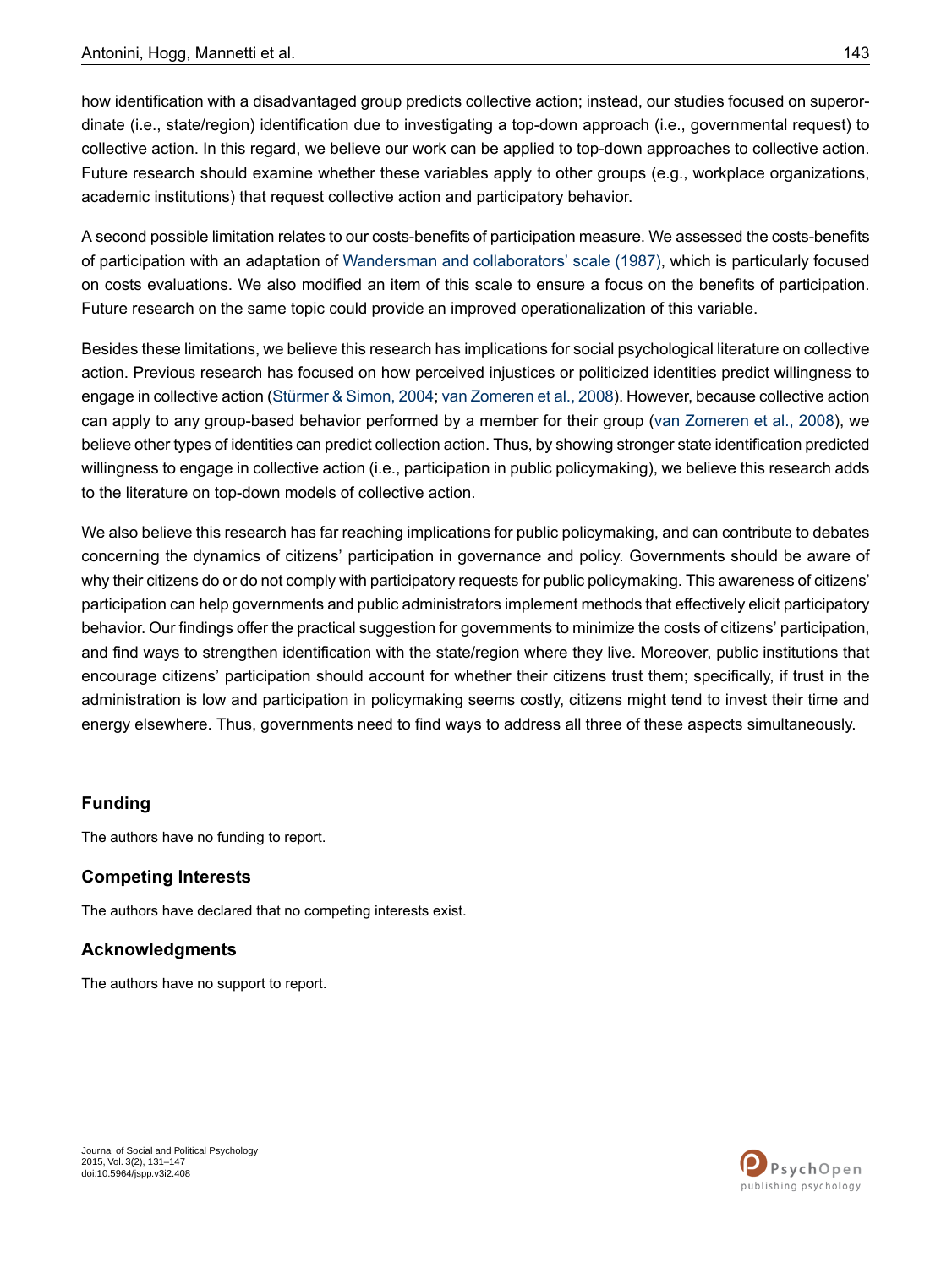how identification with a disadvantaged group predicts collective action; instead, our studies focused on superordinate (i.e., state/region) identification due to investigating a top-down approach (i.e., governmental request) to collective action. In this regard, we believe our work can be applied to top-down approaches to collective action. Future research should examine whether these variables apply to other groups (e.g., workplace organizations, academic institutions) that request collective action and participatory behavior.

A second possible limitation relates to our costs-benefits of participation measure. We assessed the costs-benefits of participation with an adaptation of Wandersman and collaborators' scale (1987), which is particularly focused on costs evaluations. We also modified an item of this scale to ensure a focus on the benefits of participation. Future research on the same topic could provide an improved operationalization of this variable.

Besides these limitations, we believe this research has implications for social psychological literature on collective action. Previous research has focused on how perceived injustices or politicized identities predict willingness to engage in collective action (Stürmer & Simon, 2004; van Zomeren et al., 2008). However, because collective action can apply to any group-based behavior performed by a member for their group (van Zomeren et al., 2008), we believe other types of identities can predict collection action. Thus, by showing stronger state identification predicted willingness to engage in collective action (i.e., participation in public policymaking), we believe this research adds to the literature on top-down models of collective action.

We also believe this research has far reaching implications for public policymaking, and can contribute to debates concerning the dynamics of citizens' participation in governance and policy. Governments should be aware of why their citizens do or do not comply with participatory requests for public policymaking. This awareness of citizens' participation can help governments and public administrators implement methods that effectively elicit participatory behavior. Our findings offer the practical suggestion for governments to minimize the costs of citizens' participation, and find ways to strengthen identification with the state/region where they live. Moreover, public institutions that encourage citizens' participation should account for whether their citizens trust them; specifically, if trust in the administration is low and participation in policymaking seems costly, citizens might tend to invest their time and energy elsewhere. Thus, governments need to find ways to address all three of these aspects simultaneously.

## Funding

The authors have no funding to report.

## Competing Interests

The authors have declared that no competing interests exist.

## Acknowledgments

The authors have no support to report.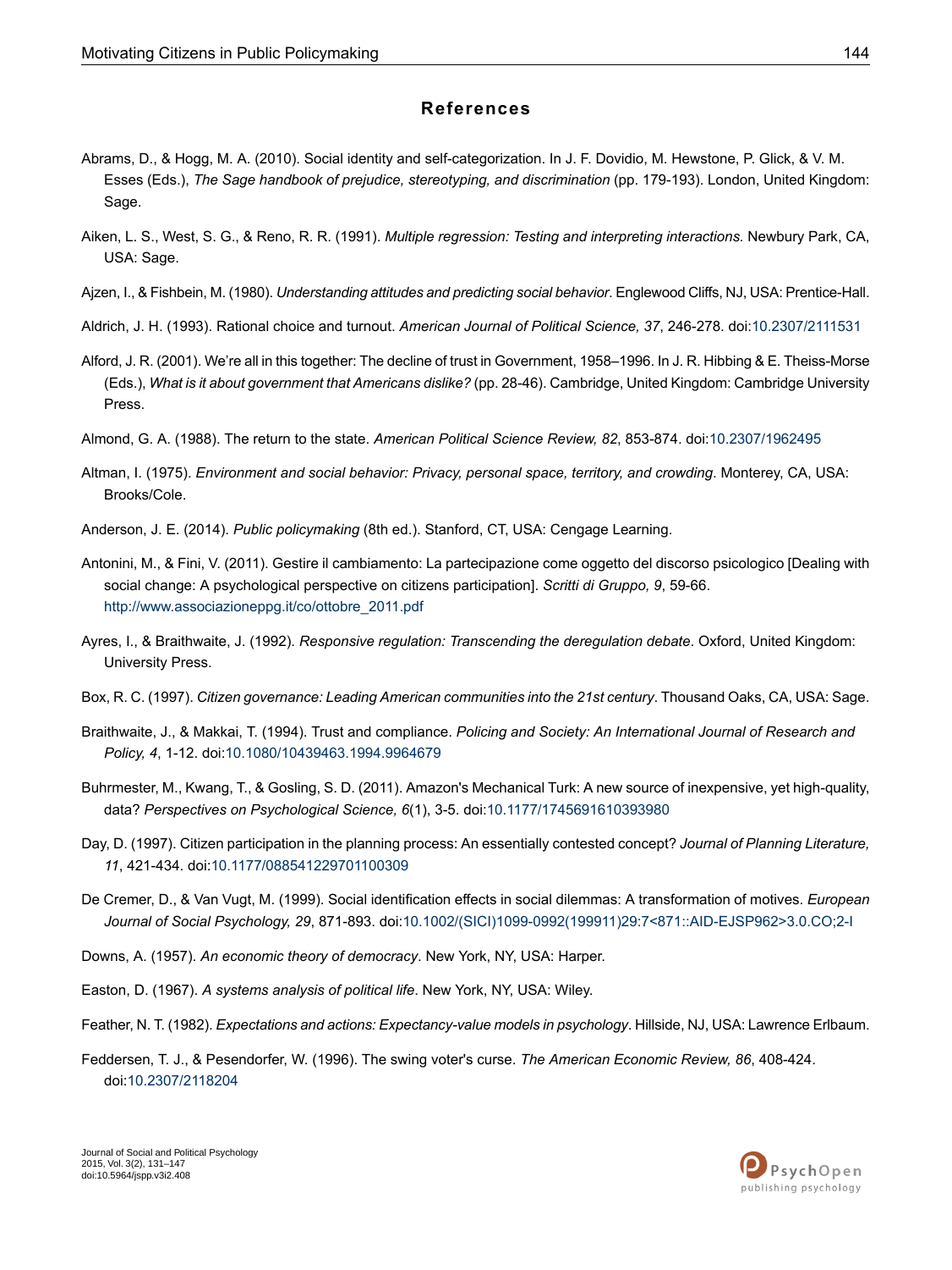## References

Abrams, D., & Hogg, M. A. (2010). Social identity and self-categorization. In J. F. Dovidio, M. Hewstone, P. Glick, & V. M. Esses (Eds.), *The Sage handbook of prejudice, stereotyping, and discrimination* (pp. 179-193). London, United Kingdom: Sage.

Aiken, L. S., West, S. G., & Reno, R. R. (1991). *Multiple regression: Testing and interpreting interactions.* Newbury Park, CA, USA: Sage.

Ajzen, I., & Fishbein, M. (1980). *Understanding attitudes and predicting social behavior*. Englewood Cliffs, NJ, USA: Prentice-Hall.

Aldrich, J. H. (1993). Rational choice and turnout. *American Journal of Political Science, 37*, 246-278. doi:10.2307/2111531

Alford, J. R. (2001). We're all in this together: The decline of trust in Government, 1958–1996. In J. R. Hibbing & E. Theiss-Morse (Eds.), *What is it about government that Americans dislike?* (pp. 28-46). Cambridge, United Kingdom: Cambridge University Press.

Almond, G. A. (1988). The return to the state. *American Political Science Review, 82*, 853-874. doi:10.2307/1962495

Altman, I. (1975). *Environment and social behavior: Privacy, personal space, territory, and crowding*. Monterey, CA, USA: Brooks/Cole.

Anderson, J. E. (2014). *Public policymaking* (8th ed.). Stanford, CT, USA: Cengage Learning.

Antonini, M., & Fini, V. (2011). Gestire il cambiamento: La partecipazione come oggetto del discorso psicologico [Dealing with social change: A psychological perspective on citizens participation]. *Scritti di Gruppo, 9*, 59-66. http://www.associazioneppg.it/co/ottobre_2011.pdf

Ayres, I., & Braithwaite, J. (1992). *Responsive regulation: Transcending the deregulation debate*. Oxford, United Kingdom: University Press.

Box, R. C. (1997). *Citizen governance: Leading American communities into the 21st century*. Thousand Oaks, CA, USA: Sage.

Braithwaite, J., & Makkai, T. (1994). Trust and compliance. *Policing and Society: An International Journal of Research and Policy, 4*, 1-12. doi:10.1080/10439463.1994.9964679

Buhrmester, M., Kwang, T., & Gosling, S. D. (2011). Amazon's Mechanical Turk: A new source of inexpensive, yet high-quality, data? *Perspectives on Psychological Science, 6*(1), 3-5. doi:10.1177/1745691610393980

Day, D. (1997). Citizen participation in the planning process: An essentially contested concept? *Journal of Planning Literature, 11*, 421-434. doi:10.1177/088541229701100309

De Cremer, D., & Van Vugt, M. (1999). Social identification effects in social dilemmas: A transformation of motives. *European Journal of Social Psychology, 29*, 871-893. doi:10.1002/(SICI)1099-0992(199911)29:7<871::AID-EJSP962>3.0.CO;2-I

Downs, A. (1957). *An economic theory of democracy*. New York, NY, USA: Harper.

Easton, D. (1967). *A systems analysis of political life*. New York, NY, USA: Wiley.

Feather, N. T. (1982). *Expectations and actions: Expectancy-value models in psychology*. Hillside, NJ, USA: Lawrence Erlbaum.

Feddersen, T. J., & Pesendorfer, W. (1996). The swing voter's curse. *The American Economic Review, 86*, 408-424. doi:10.2307/2118204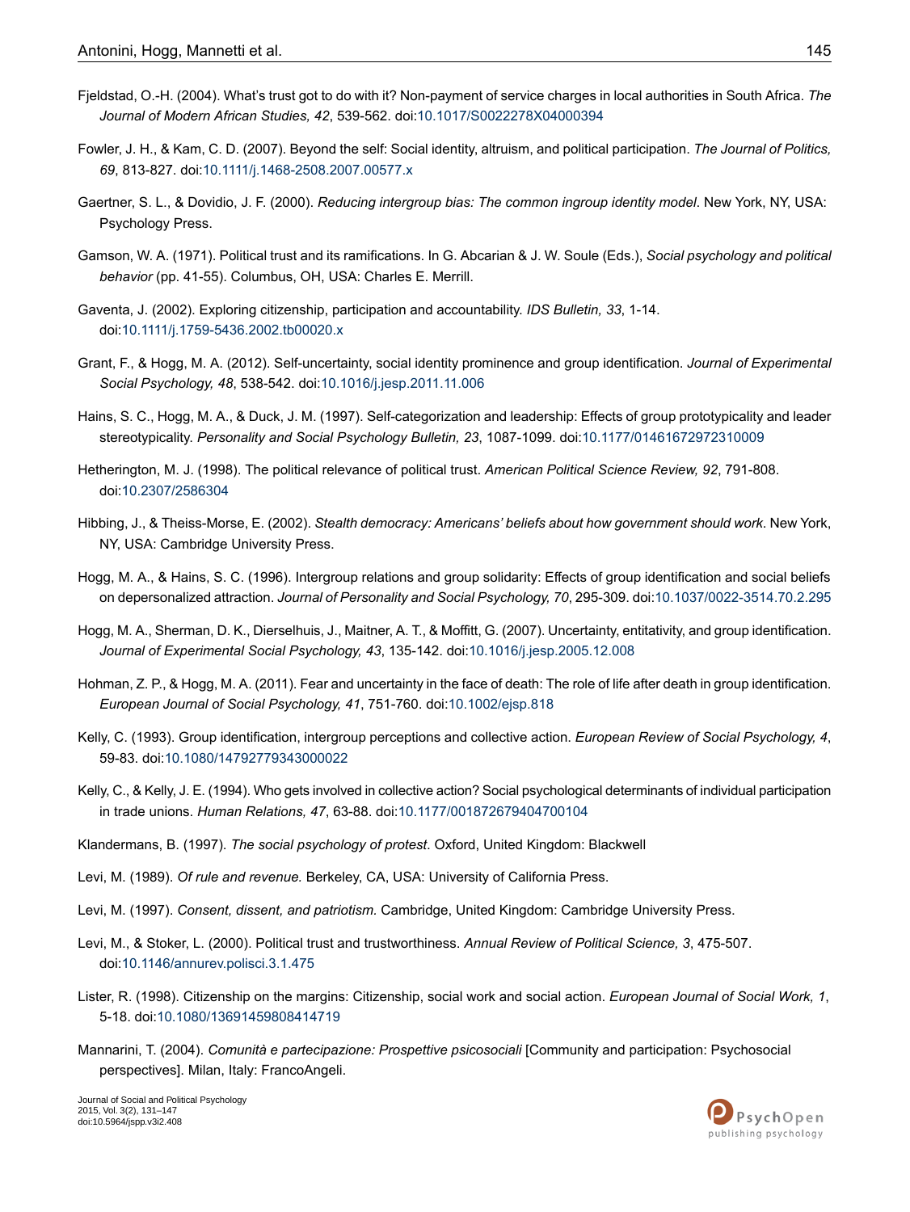Fjeldstad, O.-H. (2004). What's trust got to do with it? Non-payment of service charges in local authorities in South Africa. *The Journal of Modern African Studies, 42*, 539-562. doi:10.1017/S0022278X04000394

Fowler, J. H., & Kam, C. D. (2007). Beyond the self: Social identity, altruism, and political participation. *The Journal of Politics, 69*, 813-827. doi:10.1111/j.1468-2508.2007.00577.x

Gaertner, S. L., & Dovidio, J. F. (2000). *Reducing intergroup bias: The common ingroup identity model*. New York, NY, USA: Psychology Press.

Gamson, W. A. (1971). Political trust and its ramifications. In G. Abcarian & J. W. Soule (Eds.), *Social psychology and political behavior* (pp. 41-55). Columbus, OH, USA: Charles E. Merrill.

Gaventa, J. (2002). Exploring citizenship, participation and accountability. *IDS Bulletin, 33*, 1-14. doi:10.1111/j.1759-5436.2002.tb00020.x

Grant, F., & Hogg, M. A. (2012). Self-uncertainty, social identity prominence and group identification. *Journal of Experimental Social Psychology, 48*, 538-542. doi:10.1016/j.jesp.2011.11.006

Hains, S. C., Hogg, M. A., & Duck, J. M. (1997). Self-categorization and leadership: Effects of group prototypicality and leader stereotypicality. *Personality and Social Psychology Bulletin, 23*, 1087-1099. doi:10.1177/01461672972310009

Hetherington, M. J. (1998). The political relevance of political trust. *American Political Science Review, 92*, 791-808. doi:10.2307/2586304

Hibbing, J., & Theiss-Morse, E. (2002). *Stealth democracy: Americans' beliefs about how government should work*. New York, NY, USA: Cambridge University Press.

Hogg, M. A., & Hains, S. C. (1996). Intergroup relations and group solidarity: Effects of group identification and social beliefs on depersonalized attraction. *Journal of Personality and Social Psychology, 70*, 295-309. doi:10.1037/0022-3514.70.2.295

Hogg, M. A., Sherman, D. K., Dierselhuis, J., Maitner, A. T., & Moffitt, G. (2007). Uncertainty, entitativity, and group identification. *Journal of Experimental Social Psychology, 43*, 135-142. doi:10.1016/j.jesp.2005.12.008

Hohman, Z. P., & Hogg, M. A. (2011). Fear and uncertainty in the face of death: The role of life after death in group identification. *European Journal of Social Psychology, 41*, 751-760. doi:10.1002/ejsp.818

Kelly, C. (1993). Group identification, intergroup perceptions and collective action. *European Review of Social Psychology, 4*, 59-83. doi:10.1080/14792779343000022

Kelly, C., & Kelly, J. E. (1994). Who gets involved in collective action? Social psychological determinants of individual participation in trade unions. *Human Relations, 47*, 63-88. doi:10.1177/001872679404700104

Klandermans, B. (1997). *The social psychology of protest*. Oxford, United Kingdom: Blackwell

Levi, M. (1989). *Of rule and revenue.* Berkeley, CA, USA: University of California Press.

Levi, M. (1997). *Consent, dissent, and patriotism.* Cambridge, United Kingdom: Cambridge University Press.

Levi, M., & Stoker, L. (2000). Political trust and trustworthiness. *Annual Review of Political Science, 3*, 475-507. doi:10.1146/annurev.polisci.3.1.475

Lister, R. (1998). Citizenship on the margins: Citizenship, social work and social action. *European Journal of Social Work, 1*, 5-18. doi:10.1080/13691459808414719

Mannarini, T. (2004). *Comunità e partecipazione: Prospettive psicosociali* [Community and participation: Psychosocial perspectives]. Milan, Italy: FrancoAngeli.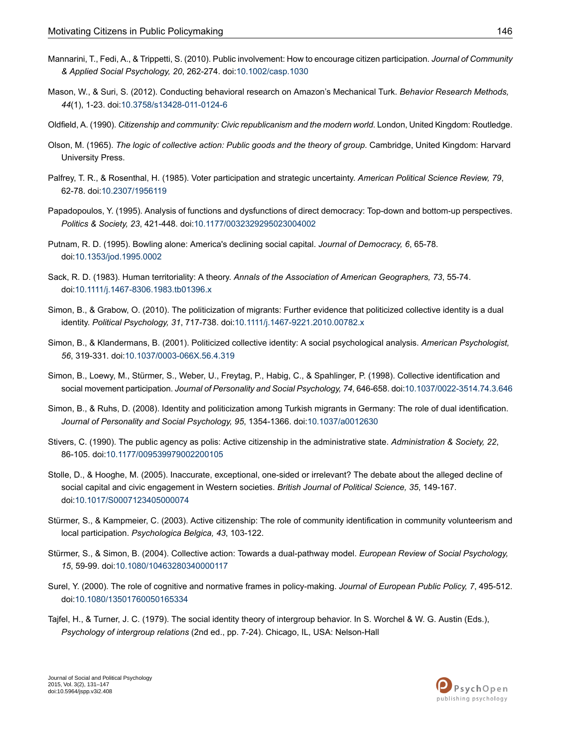Mannarini, T., Fedi, A., & Trippetti, S. (2010). Public involvement: How to encourage citizen participation. *Journal of Community & Applied Social Psychology, 20*, 262-274. doi:10.1002/casp.1030

Mason, W., & Suri, S. (2012). Conducting behavioral research on Amazon's Mechanical Turk. *Behavior Research Methods, 44*(1), 1-23. doi:10.3758/s13428-011-0124-6

Oldfield, A. (1990). *Citizenship and community: Civic republicanism and the modern world*. London, United Kingdom: Routledge.

Olson, M. (1965). *The logic of collective action: Public goods and the theory of group*. Cambridge, United Kingdom: Harvard University Press.

Palfrey, T. R., & Rosenthal, H. (1985). Voter participation and strategic uncertainty. *American Political Science Review, 79*, 62-78. doi:10.2307/1956119

Papadopoulos, Y. (1995). Analysis of functions and dysfunctions of direct democracy: Top-down and bottom-up perspectives. *Politics & Society, 23*, 421-448. doi:10.1177/0032329295023004002

Putnam, R. D. (1995). Bowling alone: America's declining social capital. *Journal of Democracy, 6*, 65-78. doi:10.1353/jod.1995.0002

Sack, R. D. (1983). Human territoriality: A theory. *Annals of the Association of American Geographers, 73*, 55-74. doi:10.1111/j.1467-8306.1983.tb01396.x

Simon, B., & Grabow, O. (2010). The politicization of migrants: Further evidence that politicized collective identity is a dual identity. *Political Psychology, 31*, 717-738. doi:10.1111/j.1467-9221.2010.00782.x

Simon, B., & Klandermans, B. (2001). Politicized collective identity: A social psychological analysis. *American Psychologist, 56*, 319-331. doi:10.1037/0003-066X.56.4.319

Simon, B., Loewy, M., Stürmer, S., Weber, U., Freytag, P., Habig, C., & Spahlinger, P. (1998). Collective identification and social movement participation. *Journal of Personality and Social Psychology, 74*, 646-658. doi:10.1037/0022-3514.74.3.646

Simon, B., & Ruhs, D. (2008). Identity and politicization among Turkish migrants in Germany: The role of dual identification. *Journal of Personality and Social Psychology, 95*, 1354-1366. doi:10.1037/a0012630

Stivers, C. (1990). The public agency as polis: Active citizenship in the administrative state. *Administration & Society, 22*, 86-105. doi:10.1177/009539979002200105

Stolle, D., & Hooghe, M. (2005). Inaccurate, exceptional, one-sided or irrelevant? The debate about the alleged decline of social capital and civic engagement in Western societies. *British Journal of Political Science, 35*, 149-167. doi:10.1017/S0007123405000074

Stürmer, S., & Kampmeier, C. (2003). Active citizenship: The role of community identification in community volunteerism and local participation. *Psychologica Belgica, 43*, 103-122.

Stürmer, S., & Simon, B. (2004). Collective action: Towards a dual-pathway model. *European Review of Social Psychology, 15*, 59-99. doi:10.1080/10463280340000117

Surel, Y. (2000). The role of cognitive and normative frames in policy-making. *Journal of European Public Policy, 7*, 495-512. doi:10.1080/13501760050165334

Tajfel, H., & Turner, J. C. (1979). The social identity theory of intergroup behavior. In S. Worchel & W. G. Austin (Eds.), *Psychology of intergroup relations* (2nd ed., pp. 7-24). Chicago, IL, USA: Nelson-Hall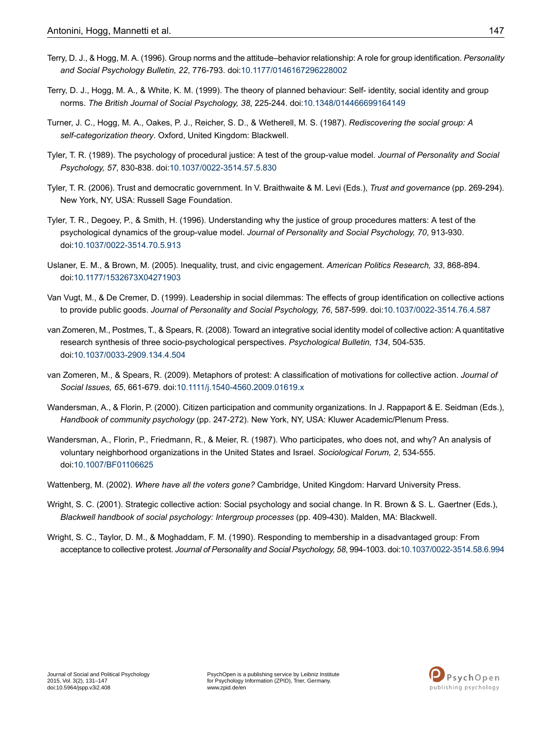Terry, D. J., & Hogg, M. A. (1996). Group norms and the attitude–behavior relationship: A role for group identification. *Personality and Social Psychology Bulletin, 22*, 776-793. doi:10.1177/0146167296228002

Terry, D. J., Hogg, M. A., & White, K. M. (1999). The theory of planned behaviour: Self- identity, social identity and group norms. *The British Journal of Social Psychology, 38*, 225-244. doi:10.1348/014466699164149

Turner, J. C., Hogg, M. A., Oakes, P. J., Reicher, S. D., & Wetherell, M. S. (1987). *Rediscovering the social group: A self-categorization theory*. Oxford, United Kingdom: Blackwell.

Tyler, T. R. (1989). The psychology of procedural justice: A test of the group-value model. *Journal of Personality and Social Psychology, 57*, 830-838. doi:10.1037/0022-3514.57.5.830

Tyler, T. R. (2006). Trust and democratic government. In V. Braithwaite & M. Levi (Eds.), *Trust and governance* (pp. 269-294). New York, NY, USA: Russell Sage Foundation.

Tyler, T. R., Degoey, P., & Smith, H. (1996). Understanding why the justice of group procedures matters: A test of the psychological dynamics of the group-value model. *Journal of Personality and Social Psychology, 70*, 913-930. doi:10.1037/0022-3514.70.5.913

Uslaner, E. M., & Brown, M. (2005). Inequality, trust, and civic engagement. *American Politics Research, 33*, 868-894. doi:10.1177/1532673X04271903

Van Vugt, M., & De Cremer, D. (1999). Leadership in social dilemmas: The effects of group identification on collective actions to provide public goods. *Journal of Personality and Social Psychology, 76*, 587-599. doi:10.1037/0022-3514.76.4.587

van Zomeren, M., Postmes, T., & Spears, R. (2008). Toward an integrative social identity model of collective action: A quantitative research synthesis of three socio-psychological perspectives. *Psychological Bulletin, 134*, 504-535. doi:10.1037/0033-2909.134.4.504

van Zomeren, M., & Spears, R. (2009). Metaphors of protest: A classification of motivations for collective action. *Journal of Social Issues, 65*, 661-679. doi:10.1111/j.1540-4560.2009.01619.x

Wandersman, A., & Florin, P. (2000). Citizen participation and community organizations. In J. Rappaport & E. Seidman (Eds.), *Handbook of community psychology* (pp. 247-272). New York, NY, USA: Kluwer Academic/Plenum Press.

Wandersman, A., Florin, P., Friedmann, R., & Meier, R. (1987). Who participates, who does not, and why? An analysis of voluntary neighborhood organizations in the United States and Israel. *Sociological Forum, 2*, 534-555. doi:10.1007/BF01106625

Wattenberg, M. (2002). *Where have all the voters gone?* Cambridge, United Kingdom: Harvard University Press.

Wright, S. C. (2001). Strategic collective action: Social psychology and social change. In R. Brown & S. L. Gaertner (Eds.), *Blackwell handbook of social psychology: Intergroup processes* (pp. 409-430). Malden, MA: Blackwell.

Wright, S. C., Taylor, D. M., & Moghaddam, F. M. (1990). Responding to membership in a disadvantaged group: From acceptance to collective protest. *Journal of Personality and Social Psychology, 58*, 994-1003. doi:10.1037/0022-3514.58.6.994